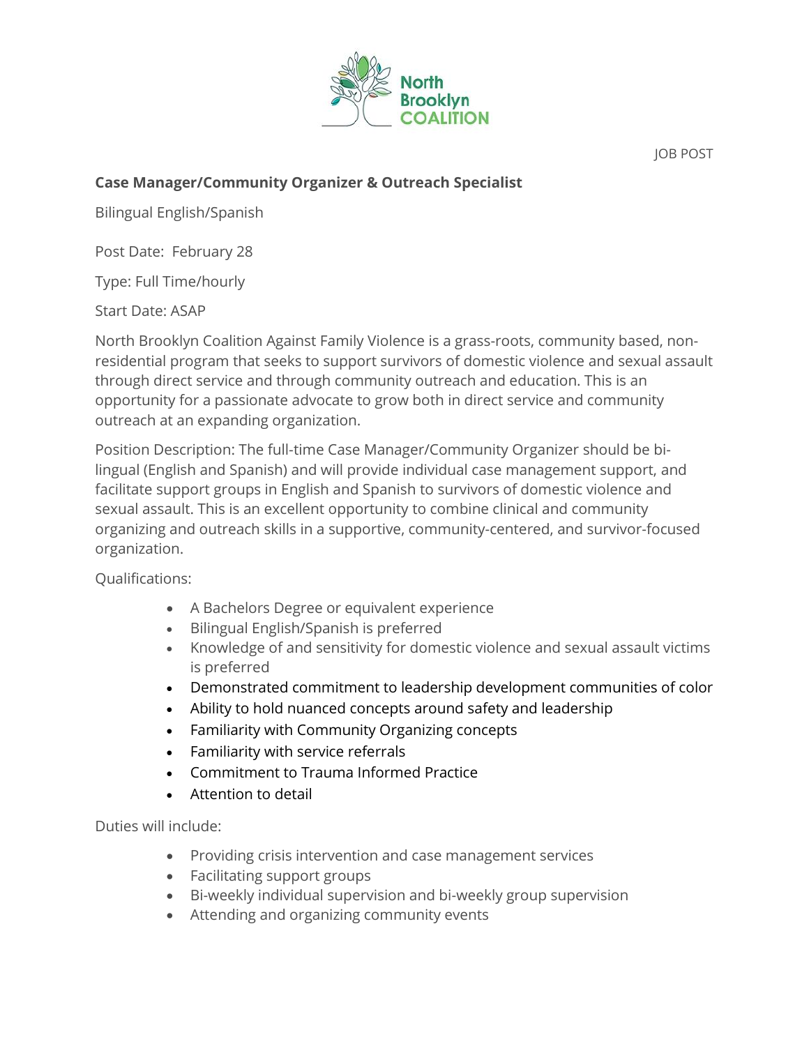North Brooklyn COALITION

JOB POST

**Case Manager/Community Organizer & Outreach Specialist**

Bilingual English/Spanish

Post Date: February 28

Type: Full Time/hourly

Start Date: ASAP

North Brooklyn Coalition Against Family Violence is a grass-roots, community based, non-residential program that seeks to support survivors of domestic violence and sexual assault through direct service and through community outreach and education. This is an opportunity for a passionate advocate to grow both in direct service and community outreach at an expanding organization.

Position Description: The full-time Case Manager/Community Organizer should be bi-lingual (English and Spanish) and will provide individual case management support, and facilitate support groups in English and Spanish to survivors of domestic violence and sexual assault. This is an excellent opportunity to combine clinical and community organizing and outreach skills in a supportive, community-centered, and survivor-focused organization.

Qualifications:

- A Bachelors Degree or equivalent experience
- Bilingual English/Spanish is preferred
- Knowledge of and sensitivity for domestic violence and sexual assault victims is preferred
- Demonstrated commitment to leadership development communities of color
- Ability to hold nuanced concepts around safety and leadership
- Familiarity with Community Organizing concepts
- Familiarity with service referrals
- Commitment to Trauma Informed Practice
- Attention to detail

Duties will include:

- Providing crisis intervention and case management services
- Facilitating support groups
- Bi-weekly individual supervision and bi-weekly group supervision
- Attending and organizing community events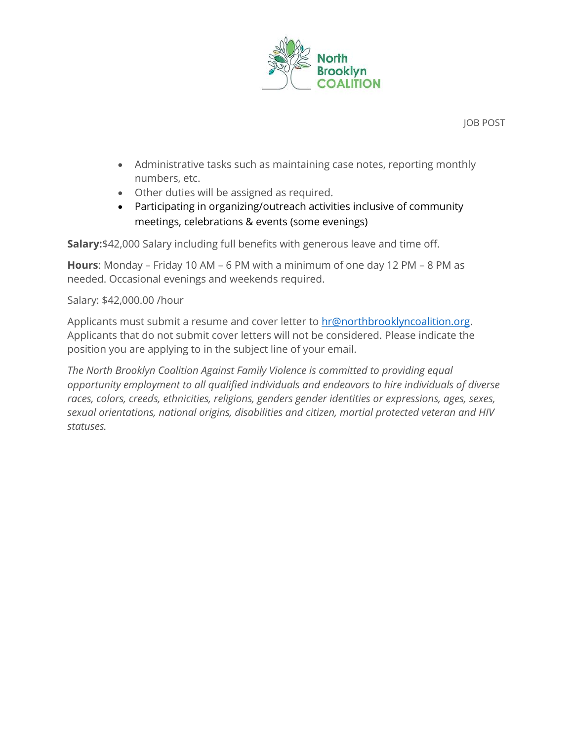JOB POST

- Administrative tasks such as maintaining case notes, reporting monthly numbers, etc.
- Other duties will be assigned as required.
- Participating in organizing/outreach activities inclusive of community meetings, celebrations & events (some evenings)

**Salary:**$42,000 Salary including full benefits with generous leave and time off.

**Hours**: Monday – Friday 10 AM – 6 PM with a minimum of one day 12 PM – 8 PM as needed. Occasional evenings and weekends required.

Salary: $42,000.00 /hour

Applicants must submit a resume and cover letter to hr@northbrooklyncoalition.org. Applicants that do not submit cover letters will not be considered. Please indicate the position you are applying to in the subject line of your email.

*The North Brooklyn Coalition Against Family Violence is committed to providing equal opportunity employment to all qualified individuals and endeavors to hire individuals of diverse races, colors, creeds, ethnicities, religions, genders gender identities or expressions, ages, sexes, sexual orientations, national origins, disabilities and citizen, martial protected veteran and HIV statuses.*